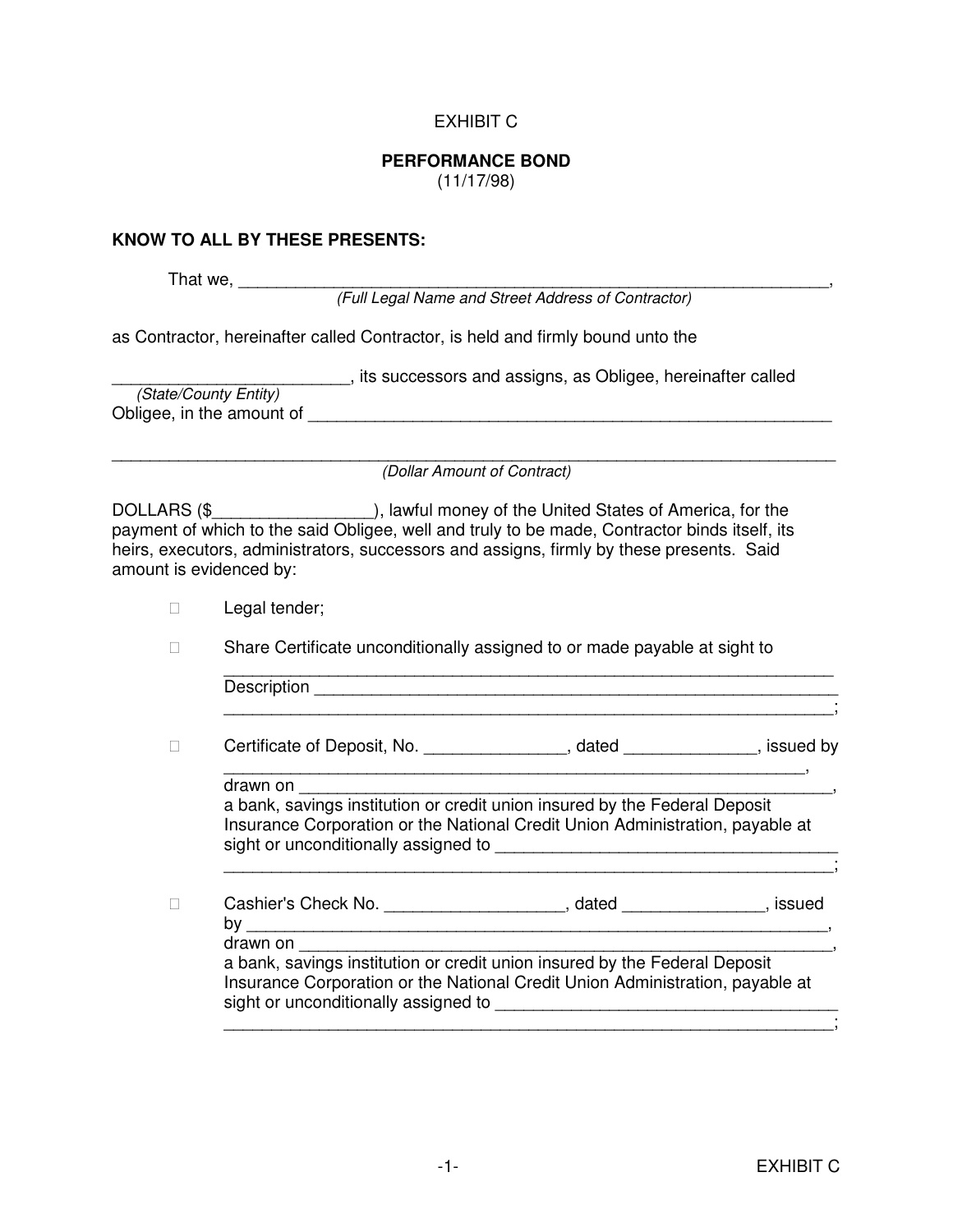EXHIBIT C

**PERFORMANCE BOND**
(11/17/98)

**KNOW TO ALL BY THESE PRESENTS:**

That we, ________________________________________________________________,
*(Full Legal Name and Street Address of Contractor)*

as Contractor, hereinafter called Contractor, is held and firmly bound unto the

________________________, its successors and assigns, as Obligee, hereinafter called
*(State/County Entity)*
Obligee, in the amount of _______________________________________________________

_____________________________________________________________________________
*(Dollar Amount of Contract)*

DOLLARS ($________________), lawful money of the United States of America, for the payment of which to the said Obligee, well and truly to be made, Contractor binds itself, its heirs, executors, administrators, successors and assigns, firmly by these presents. Said amount is evidenced by:

- ☐ Legal tender;

- ☐ Share Certificate unconditionally assigned to or made payable at sight to _______________________________________________________________
  Description ________________________________________________________
  _______________________________________________________________;

- ☐ Certificate of Deposit, No. _______________, dated ______________, issued by _____________________________________________________________,
  drawn on __________________________________________________________,
  a bank, savings institution or credit union insured by the Federal Deposit Insurance Corporation or the National Credit Union Administration, payable at sight or unconditionally assigned to ____________________________________
  _______________________________________________________________;

- ☐ Cashier's Check No. ___________________, dated _______________, issued by _____________________________________________________________,
  drawn on __________________________________________________________,
  a bank, savings institution or credit union insured by the Federal Deposit Insurance Corporation or the National Credit Union Administration, payable at sight or unconditionally assigned to ____________________________________
  _______________________________________________________________;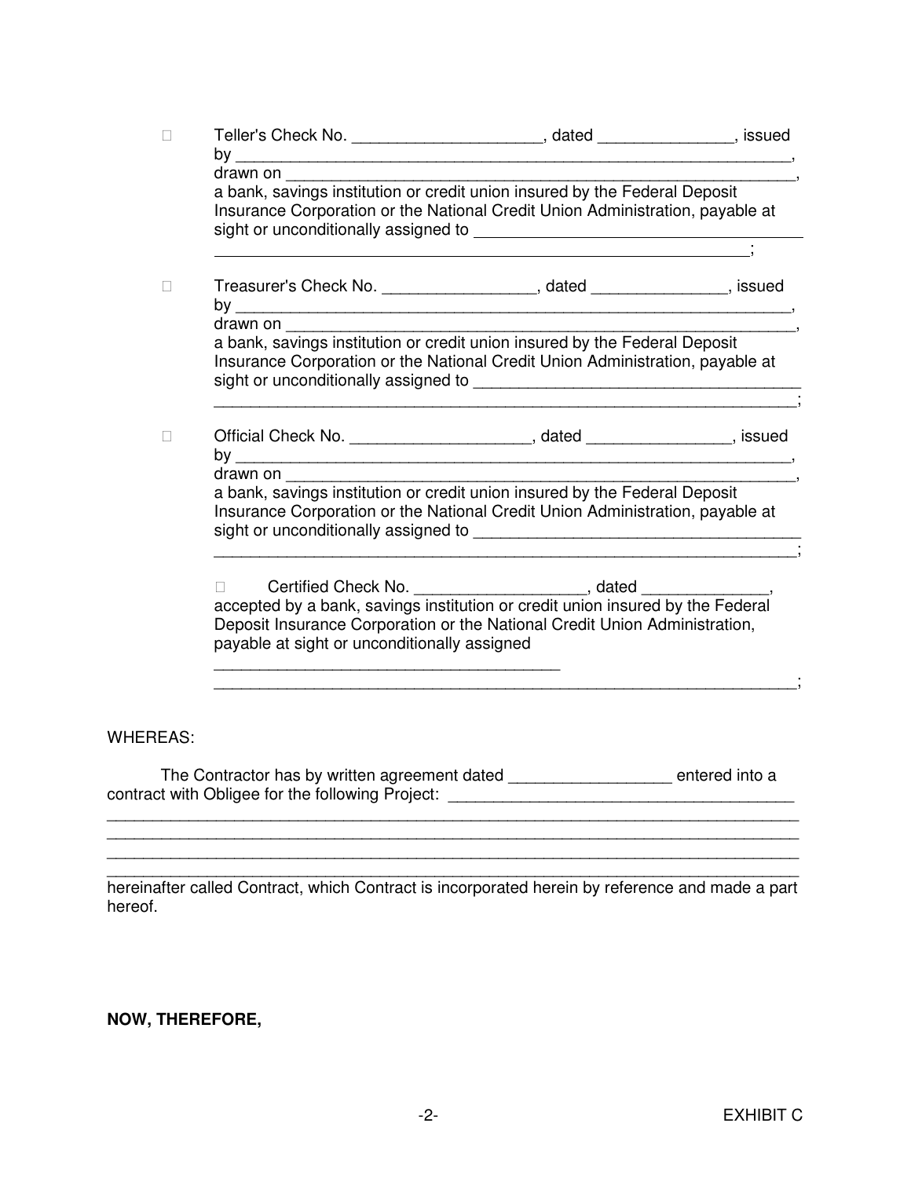- ☐ Teller's Check No. ____________________, dated ______________, issued by ____________________________________________________________, drawn on _______________________________________________________, a bank, savings institution or credit union insured by the Federal Deposit Insurance Corporation or the National Credit Union Administration, payable at sight or unconditionally assigned to ____________________________________ __________________________________________________________;

- ☐ Treasurer's Check No. ________________, dated ______________, issued by ____________________________________________________________, drawn on _______________________________________________________, a bank, savings institution or credit union insured by the Federal Deposit Insurance Corporation or the National Credit Union Administration, payable at sight or unconditionally assigned to ____________________________________ _____________________________________________________________;

- ☐ Official Check No. ___________________, dated _______________, issued by ____________________________________________________________, drawn on _______________________________________________________, a bank, savings institution or credit union insured by the Federal Deposit Insurance Corporation or the National Credit Union Administration, payable at sight or unconditionally assigned to ____________________________________ _____________________________________________________________;

- ☐ Certified Check No. __________________, dated _____________, accepted by a bank, savings institution or credit union insured by the Federal Deposit Insurance Corporation or the National Credit Union Administration, payable at sight or unconditionally assigned ____________________________________ _____________________________________________________________;

WHEREAS:

The Contractor has by written agreement dated _________________ entered into a contract with Obligee for the following Project: ____________________________________
___________________________________________________________________________
___________________________________________________________________________
___________________________________________________________________________
___________________________________________________________________________
hereinafter called Contract, which Contract is incorporated herein by reference and made a part hereof.

**NOW, THEREFORE,**

EXHIBIT C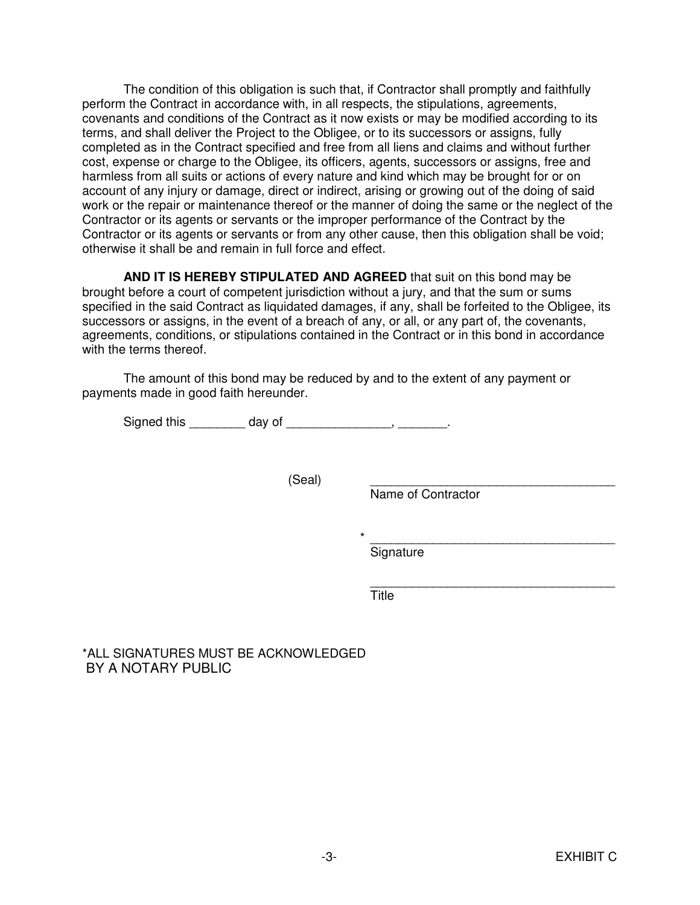The condition of this obligation is such that, if Contractor shall promptly and faithfully perform the Contract in accordance with, in all respects, the stipulations, agreements, covenants and conditions of the Contract as it now exists or may be modified according to its terms, and shall deliver the Project to the Obligee, or to its successors or assigns, fully completed as in the Contract specified and free from all liens and claims and without further cost, expense or charge to the Obligee, its officers, agents, successors or assigns, free and harmless from all suits or actions of every nature and kind which may be brought for or on account of any injury or damage, direct or indirect, arising or growing out of the doing of said work or the repair or maintenance thereof or the manner of doing the same or the neglect of the Contractor or its agents or servants or the improper performance of the Contract by the Contractor or its agents or servants or from any other cause, then this obligation shall be void; otherwise it shall be and remain in full force and effect.

**AND IT IS HEREBY STIPULATED AND AGREED** that suit on this bond may be brought before a court of competent jurisdiction without a jury, and that the sum or sums specified in the said Contract as liquidated damages, if any, shall be forfeited to the Obligee, its successors or assigns, in the event of a breach of any, or all, or any part of, the covenants, agreements, conditions, or stipulations contained in the Contract or in this bond in accordance with the terms thereof.

The amount of this bond may be reduced by and to the extent of any payment or payments made in good faith hereunder.

Signed this ________ day of _______________, _______.

(Seal) ____________________________________
Name of Contractor

\* ____________________________________
Signature

____________________________________
Title

\*ALL SIGNATURES MUST BE ACKNOWLEDGED BY A NOTARY PUBLIC

EXHIBIT C